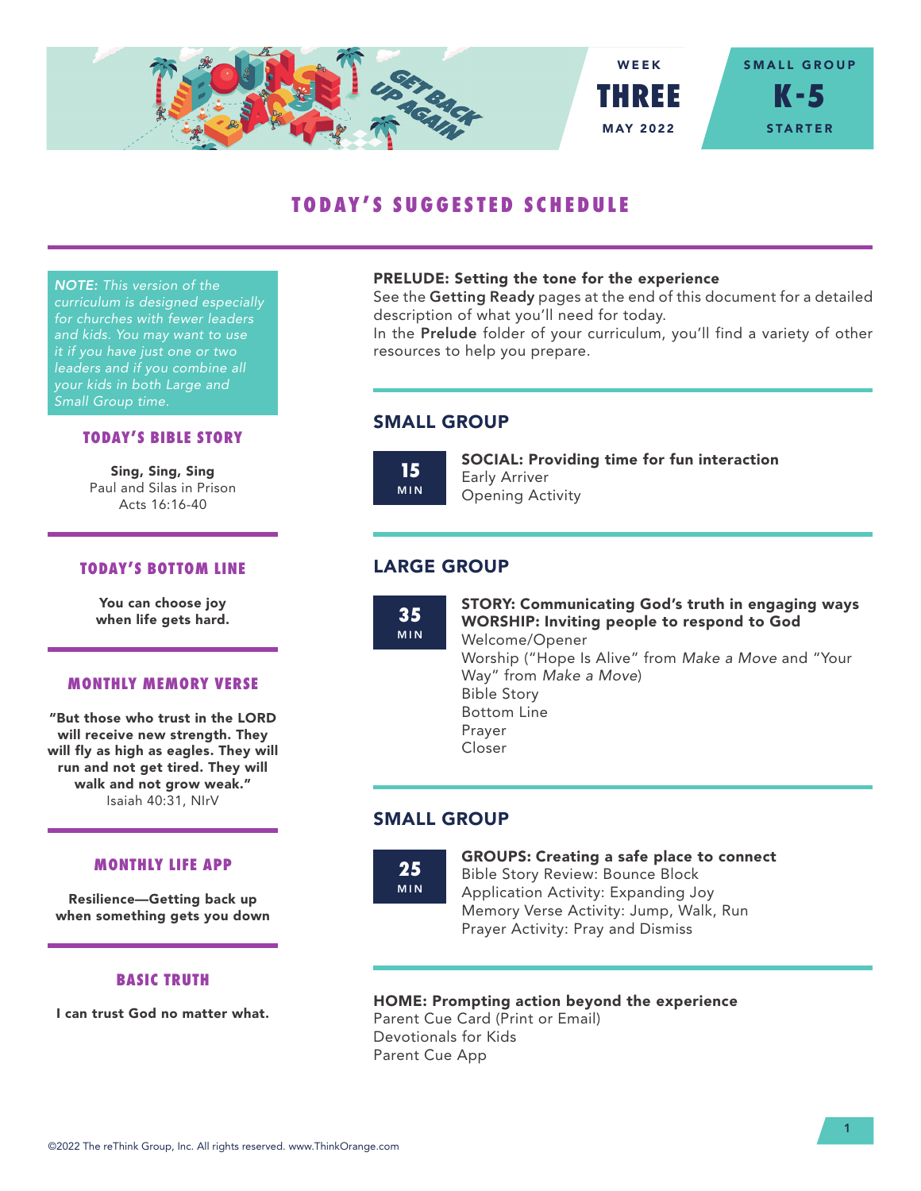WEEK **THREE** MAY 2022

SMALL GROUP **K-5** STARTER

# TODAY'S SUGGESTED SCHEDULE

*NOTE: This version of the curriculum is designed especially for churches with fewer leaders and kids. You may want to use it if you have just one or two leaders and if you combine all your kids in both Large and Small Group time.*

## TODAY'S BIBLE STORY

**Sing, Sing, Sing**
Paul and Silas in Prison
Acts 16:16-40

## TODAY'S BOTTOM LINE

**You can choose joy when life gets hard.**

## MONTHLY MEMORY VERSE

**"But those who trust in the LORD will receive new strength. They will fly as high as eagles. They will run and not get tired. They will walk and not grow weak."**
Isaiah 40:31, NIrV

## MONTHLY LIFE APP

**Resilience—Getting back up when something gets you down**

## BASIC TRUTH

**I can trust God no matter what.**

---

**PRELUDE: Setting the tone for the experience**
See the **Getting Ready** pages at the end of this document for a detailed description of what you'll need for today.
In the **Prelude** folder of your curriculum, you'll find a variety of other resources to help you prepare.

## SMALL GROUP

**15 MIN**

**SOCIAL: Providing time for fun interaction**
Early Arriver
Opening Activity

## LARGE GROUP

**35 MIN**

**STORY: Communicating God's truth in engaging ways**
**WORSHIP: Inviting people to respond to God**
Welcome/Opener
Worship ("Hope Is Alive" from *Make a Move* and "Your Way" from *Make a Move*)
Bible Story
Bottom Line
Prayer
Closer

## SMALL GROUP

**25 MIN**

**GROUPS: Creating a safe place to connect**
Bible Story Review: Bounce Block
Application Activity: Expanding Joy
Memory Verse Activity: Jump, Walk, Run
Prayer Activity: Pray and Dismiss

**HOME: Prompting action beyond the experience**
Parent Cue Card (Print or Email)
Devotionals for Kids
Parent Cue App

©2022 The reThink Group, Inc. All rights reserved. www.ThinkOrange.com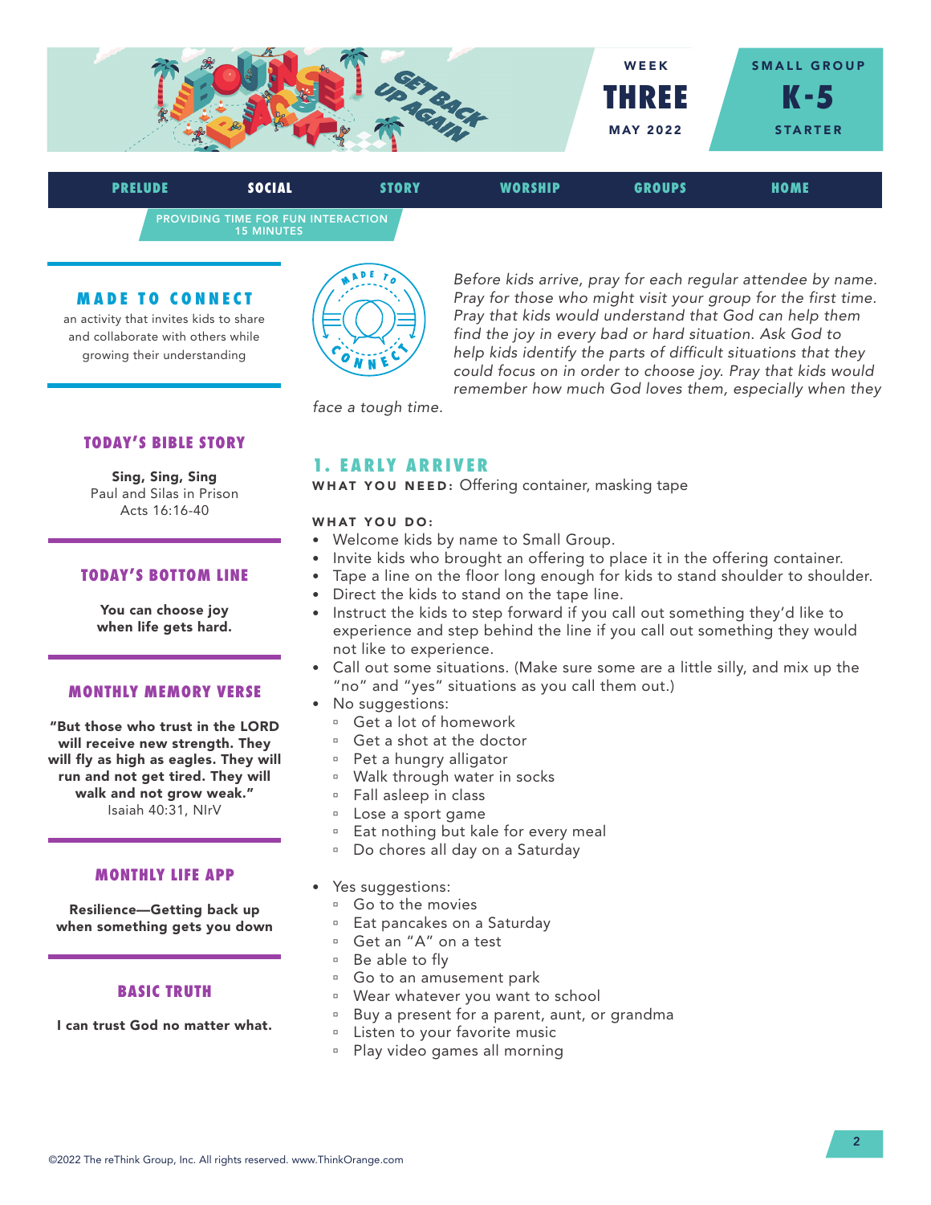WEEK **THREE** MAY 2022

SMALL GROUP **K-5** STARTER

PRELUDE | **SOCIAL** | STORY | WORSHIP | GROUPS | HOME

PROVIDING TIME FOR FUN INTERACTION
15 MINUTES

## MADE TO CONNECT

an activity that invites kids to share and collaborate with others while growing their understanding

### TODAY'S BIBLE STORY

**Sing, Sing, Sing**
Paul and Silas in Prison
Acts 16:16-40

### TODAY'S BOTTOM LINE

**You can choose joy when life gets hard.**

### MONTHLY MEMORY VERSE

**"But those who trust in the LORD will receive new strength. They will fly as high as eagles. They will run and not get tired. They will walk and not grow weak."**
Isaiah 40:31, NIrV

### MONTHLY LIFE APP

**Resilience—Getting back up when something gets you down**

### BASIC TRUTH

**I can trust God no matter what.**

*Before kids arrive, pray for each regular attendee by name. Pray for those who might visit your group for the first time. Pray that kids would understand that God can help them find the joy in every bad or hard situation. Ask God to help kids identify the parts of difficult situations that they could focus on in order to choose joy. Pray that kids would remember how much God loves them, especially when they face a tough time.*

## 1. EARLY ARRIVER

**WHAT YOU NEED:** Offering container, masking tape

**WHAT YOU DO:**

- Welcome kids by name to Small Group.
- Invite kids who brought an offering to place it in the offering container.
- Tape a line on the floor long enough for kids to stand shoulder to shoulder.
- Direct the kids to stand on the tape line.
- Instruct the kids to step forward if you call out something they'd like to experience and step behind the line if you call out something they would not like to experience.
- Call out some situations. (Make sure some are a little silly, and mix up the "no" and "yes" situations as you call them out.)
- No suggestions:
  - Get a lot of homework
  - Get a shot at the doctor
  - Pet a hungry alligator
  - Walk through water in socks
  - Fall asleep in class
  - Lose a sport game
  - Eat nothing but kale for every meal
  - Do chores all day on a Saturday
- Yes suggestions:
  - Go to the movies
  - Eat pancakes on a Saturday
  - Get an "A" on a test
  - Be able to fly
  - Go to an amusement park
  - Wear whatever you want to school
  - Buy a present for a parent, aunt, or grandma
  - Listen to your favorite music
  - Play video games all morning

©2022 The reThink Group, Inc. All rights reserved. www.ThinkOrange.com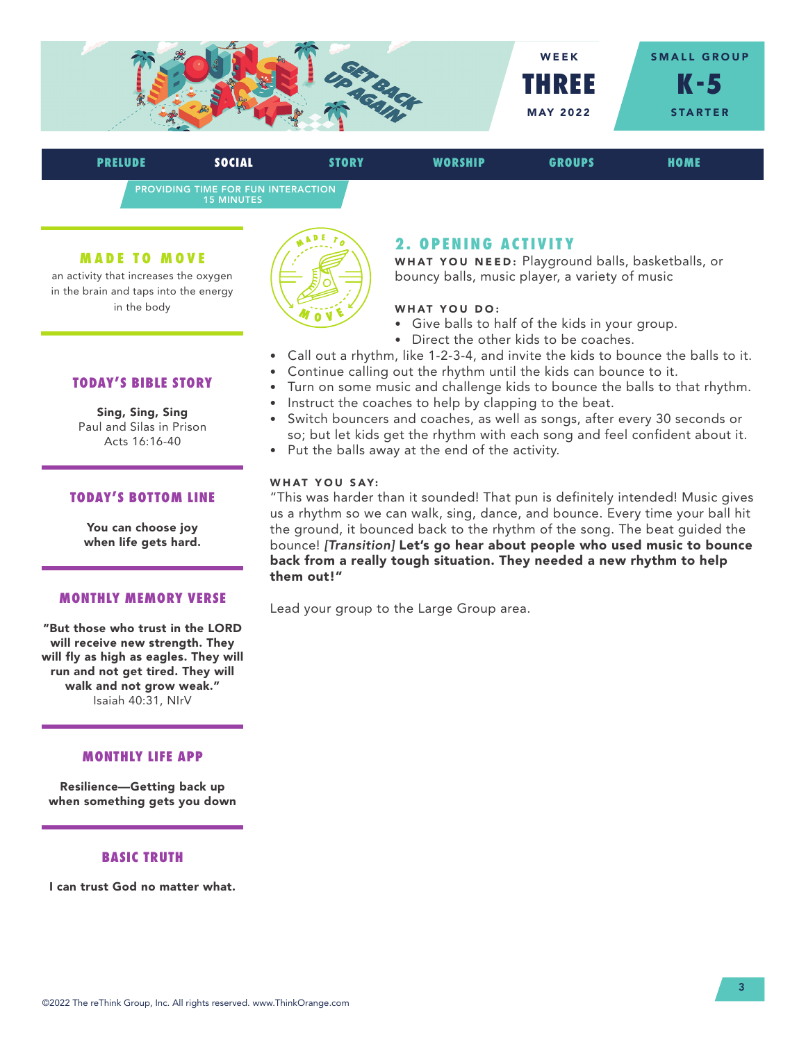WEEK **THREE** MAY 2022

SMALL GROUP **K-5** STARTER

PRELUDE | **SOCIAL** | STORY | WORSHIP | GROUPS | HOME

PROVIDING TIME FOR FUN INTERACTION
15 MINUTES

### MADE TO MOVE

an activity that increases the oxygen in the brain and taps into the energy in the body

### TODAY'S BIBLE STORY

**Sing, Sing, Sing**
Paul and Silas in Prison
Acts 16:16-40

### TODAY'S BOTTOM LINE

**You can choose joy when life gets hard.**

### MONTHLY MEMORY VERSE

**"But those who trust in the LORD will receive new strength. They will fly as high as eagles. They will run and not get tired. They will walk and not grow weak."**
Isaiah 40:31, NIrV

### MONTHLY LIFE APP

**Resilience—Getting back up when something gets you down**

### BASIC TRUTH

**I can trust God no matter what.**

## 2. OPENING ACTIVITY

**WHAT YOU NEED:** Playground balls, basketballs, or bouncy balls, music player, a variety of music

**WHAT YOU DO:**

- Give balls to half of the kids in your group.
- Direct the other kids to be coaches.
- Call out a rhythm, like 1-2-3-4, and invite the kids to bounce the balls to it.
- Continue calling out the rhythm until the kids can bounce to it.
- Turn on some music and challenge kids to bounce the balls to that rhythm.
- Instruct the coaches to help by clapping to the beat.
- Switch bouncers and coaches, as well as songs, after every 30 seconds or so; but let kids get the rhythm with each song and feel confident about it.
- Put the balls away at the end of the activity.

**WHAT YOU SAY:**

"This was harder than it sounded! That pun is definitely intended! Music gives us a rhythm so we can walk, sing, dance, and bounce. Every time your ball hit the ground, it bounced back to the rhythm of the song. The beat guided the bounce! *[Transition]* **Let's go hear about people who used music to bounce back from a really tough situation. They needed a new rhythm to help them out!"**

Lead your group to the Large Group area.

©2022 The reThink Group, Inc. All rights reserved. www.ThinkOrange.com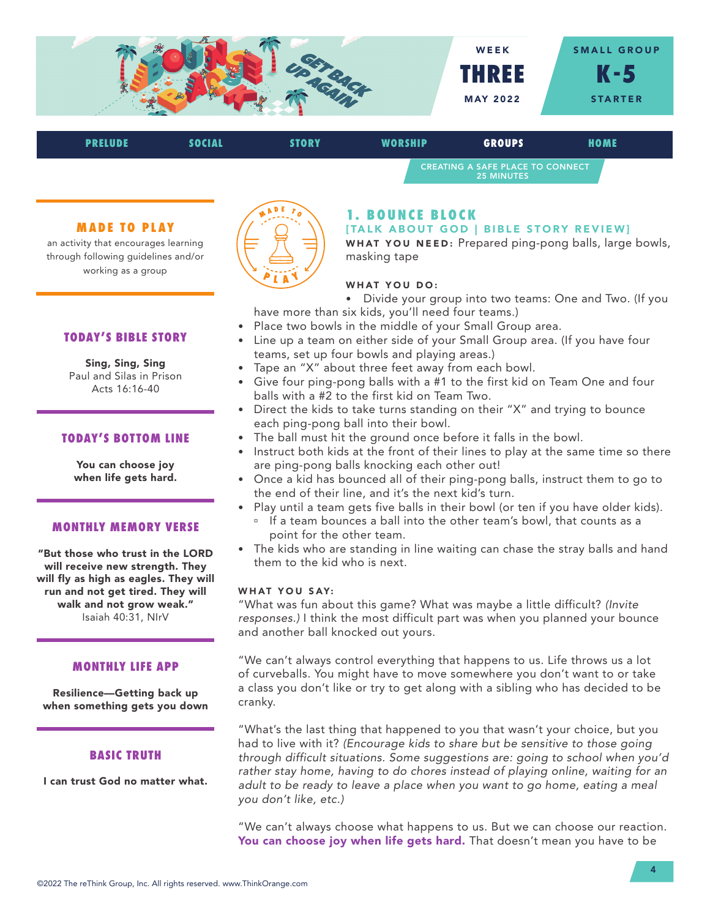WEEK **THREE** MAY 2022

SMALL GROUP **K-5** STARTER

PRELUDE | SOCIAL | STORY | WORSHIP | **GROUPS** | HOME

CREATING A SAFE PLACE TO CONNECT
25 MINUTES

### MADE TO PLAY

an activity that encourages learning through following guidelines and/or working as a group

### TODAY'S BIBLE STORY

**Sing, Sing, Sing**
Paul and Silas in Prison
Acts 16:16-40

### TODAY'S BOTTOM LINE

**You can choose joy when life gets hard.**

### MONTHLY MEMORY VERSE

**"But those who trust in the LORD will receive new strength. They will fly as high as eagles. They will run and not get tired. They will walk and not grow weak."**
Isaiah 40:31, NIrV

### MONTHLY LIFE APP

**Resilience—Getting back up when something gets you down**

### BASIC TRUTH

**I can trust God no matter what.**

## 1. BOUNCE BLOCK

**[TALK ABOUT GOD | BIBLE STORY REVIEW]**

**WHAT YOU NEED:** Prepared ping-pong balls, large bowls, masking tape

**WHAT YOU DO:**

- Divide your group into two teams: One and Two. (If you have more than six kids, you'll need four teams.)
- Place two bowls in the middle of your Small Group area.
- Line up a team on either side of your Small Group area. (If you have four teams, set up four bowls and playing areas.)
- Tape an "X" about three feet away from each bowl.
- Give four ping-pong balls with a #1 to the first kid on Team One and four balls with a #2 to the first kid on Team Two.
- Direct the kids to take turns standing on their "X" and trying to bounce each ping-pong ball into their bowl.
- The ball must hit the ground once before it falls in the bowl.
- Instruct both kids at the front of their lines to play at the same time so there are ping-pong balls knocking each other out!
- Once a kid has bounced all of their ping-pong balls, instruct them to go to the end of their line, and it's the next kid's turn.
- Play until a team gets five balls in their bowl (or ten if you have older kids).
  - If a team bounces a ball into the other team's bowl, that counts as a point for the other team.
- The kids who are standing in line waiting can chase the stray balls and hand them to the kid who is next.

**WHAT YOU SAY:**

"What was fun about this game? What was maybe a little difficult? *(Invite responses.)* I think the most difficult part was when you planned your bounce and another ball knocked out yours.

"We can't always control everything that happens to us. Life throws us a lot of curveballs. You might have to move somewhere you don't want to or take a class you don't like or try to get along with a sibling who has decided to be cranky.

"What's the last thing that happened to you that wasn't your choice, but you had to live with it? *(Encourage kids to share but be sensitive to those going through difficult situations. Some suggestions are: going to school when you'd rather stay home, having to do chores instead of playing online, waiting for an adult to be ready to leave a place when you want to go home, eating a meal you don't like, etc.)*

"We can't always choose what happens to us. But we can choose our reaction. **You can choose joy when life gets hard.** That doesn't mean you have to be

©2022 The reThink Group, Inc. All rights reserved. www.ThinkOrange.com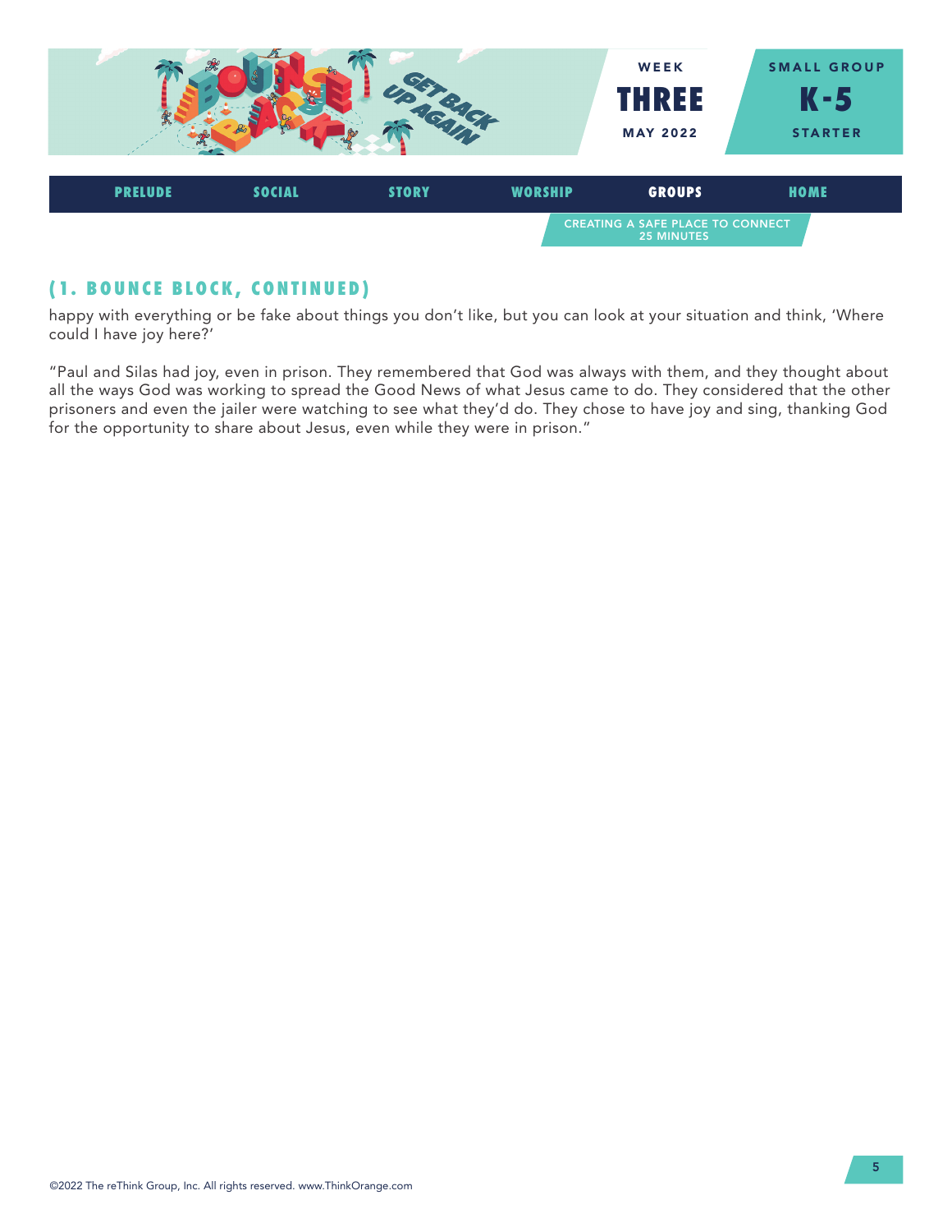## (1. BOUNCE BLOCK, CONTINUED)

happy with everything or be fake about things you don't like, but you can look at your situation and think, 'Where could I have joy here?'

"Paul and Silas had joy, even in prison. They remembered that God was always with them, and they thought about all the ways God was working to spread the Good News of what Jesus came to do. They considered that the other prisoners and even the jailer were watching to see what they'd do. They chose to have joy and sing, thanking God for the opportunity to share about Jesus, even while they were in prison."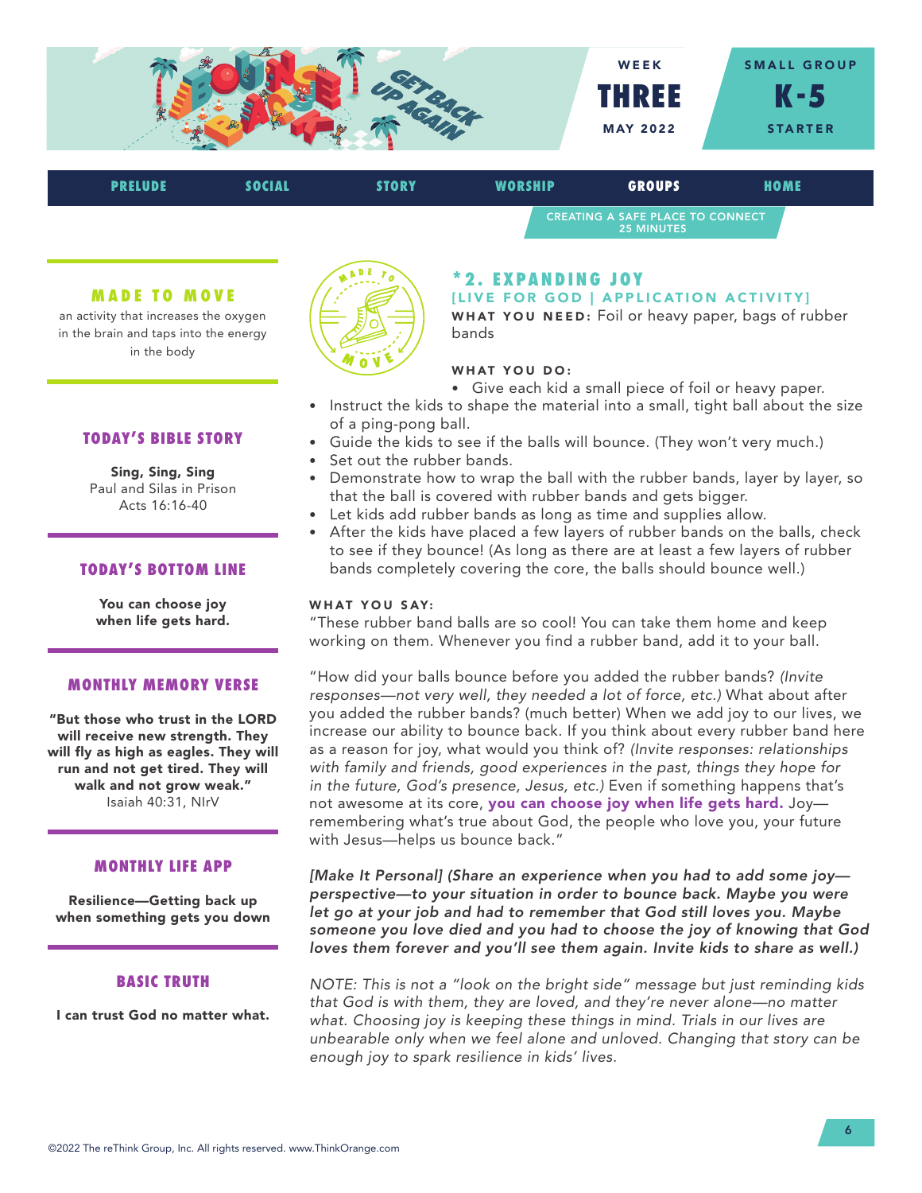WEEK **THREE** MAY 2022

SMALL GROUP **K-5** STARTER

PRELUDE | SOCIAL | STORY | WORSHIP | **GROUPS** | HOME

CREATING A SAFE PLACE TO CONNECT
25 MINUTES

### MADE TO MOVE

an activity that increases the oxygen in the brain and taps into the energy in the body

### TODAY'S BIBLE STORY

**Sing, Sing, Sing**
Paul and Silas in Prison
Acts 16:16-40

### TODAY'S BOTTOM LINE

**You can choose joy when life gets hard.**

### MONTHLY MEMORY VERSE

**"But those who trust in the LORD will receive new strength. They will fly as high as eagles. They will run and not get tired. They will walk and not grow weak."**
Isaiah 40:31, NIrV

### MONTHLY LIFE APP

**Resilience—Getting back up when something gets you down**

### BASIC TRUTH

**I can trust God no matter what.**

## *2. EXPANDING JOY

### [LIVE FOR GOD | APPLICATION ACTIVITY]

**WHAT YOU NEED:** Foil or heavy paper, bags of rubber bands

**WHAT YOU DO:**

- Give each kid a small piece of foil or heavy paper.
- Instruct the kids to shape the material into a small, tight ball about the size of a ping-pong ball.
- Guide the kids to see if the balls will bounce. (They won't very much.)
- Set out the rubber bands.
- Demonstrate how to wrap the ball with the rubber bands, layer by layer, so that the ball is covered with rubber bands and gets bigger.
- Let kids add rubber bands as long as time and supplies allow.
- After the kids have placed a few layers of rubber bands on the balls, check to see if they bounce! (As long as there are at least a few layers of rubber bands completely covering the core, the balls should bounce well.)

**WHAT YOU SAY:**

"These rubber band balls are so cool! You can take them home and keep working on them. Whenever you find a rubber band, add it to your ball.

"How did your balls bounce before you added the rubber bands? *(Invite responses—not very well, they needed a lot of force, etc.)* What about after you added the rubber bands? (much better) When we add joy to our lives, we increase our ability to bounce back. If you think about every rubber band here as a reason for joy, what would you think of? *(Invite responses: relationships with family and friends, good experiences in the past, things they hope for in the future, God's presence, Jesus, etc.)* Even if something happens that's not awesome at its core, **you can choose joy when life gets hard.** Joy—remembering what's true about God, the people who love you, your future with Jesus—helps us bounce back."

***[Make It Personal] (Share an experience when you had to add some joy—perspective—to your situation in order to bounce back. Maybe you were let go at your job and had to remember that God still loves you. Maybe someone you love died and you had to choose the joy of knowing that God loves them forever and you'll see them again. Invite kids to share as well.)***

*NOTE: This is not a "look on the bright side" message but just reminding kids that God is with them, they are loved, and they're never alone—no matter what. Choosing joy is keeping these things in mind. Trials in our lives are unbearable only when we feel alone and unloved. Changing that story can be enough joy to spark resilience in kids' lives.*

©2022 The reThink Group, Inc. All rights reserved. www.ThinkOrange.com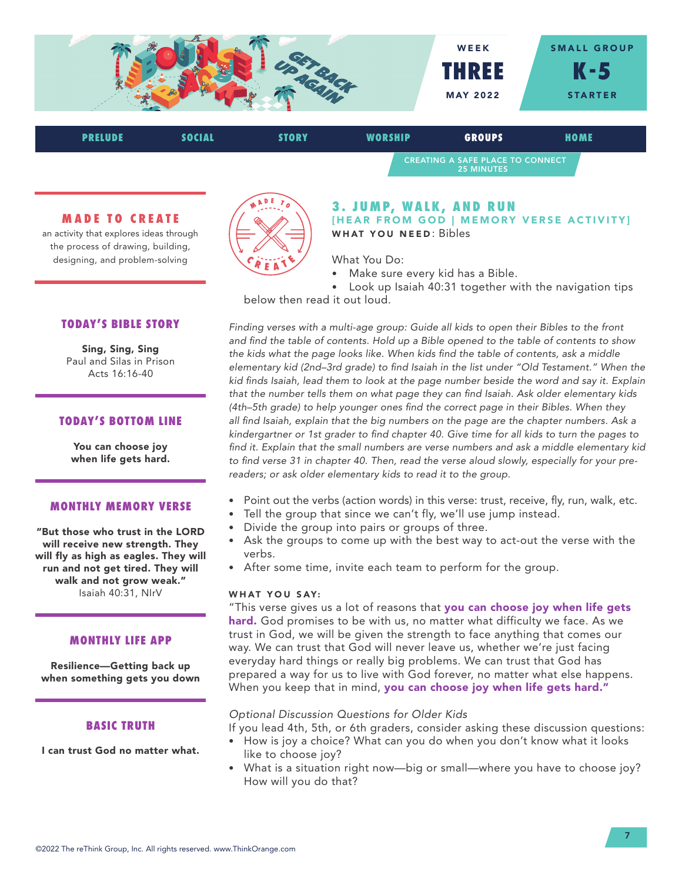WEEK **THREE** MAY 2022

SMALL GROUP **K-5** STARTER

PRELUDE | SOCIAL | STORY | WORSHIP | **GROUPS** | HOME

CREATING A SAFE PLACE TO CONNECT
25 MINUTES

### MADE TO CREATE

an activity that explores ideas through the process of drawing, building, designing, and problem-solving

### TODAY'S BIBLE STORY

**Sing, Sing, Sing**
Paul and Silas in Prison
Acts 16:16-40

### TODAY'S BOTTOM LINE

**You can choose joy when life gets hard.**

### MONTHLY MEMORY VERSE

**"But those who trust in the LORD will receive new strength. They will fly as high as eagles. They will run and not get tired. They will walk and not grow weak."**
Isaiah 40:31, NIrV

### MONTHLY LIFE APP

**Resilience—Getting back up when something gets you down**

### BASIC TRUTH

**I can trust God no matter what.**

## 3. JUMP, WALK, AND RUN

**[HEAR FROM GOD | MEMORY VERSE ACTIVITY]**

**WHAT YOU NEED**: Bibles

What You Do:

- Make sure every kid has a Bible.
- Look up Isaiah 40:31 together with the navigation tips below then read it out loud.

*Finding verses with a multi-age group: Guide all kids to open their Bibles to the front and find the table of contents. Hold up a Bible opened to the table of contents to show the kids what the page looks like. When kids find the table of contents, ask a middle elementary kid (2nd–3rd grade) to find Isaiah in the list under "Old Testament." When the kid finds Isaiah, lead them to look at the page number beside the word and say it. Explain that the number tells them on what page they can find Isaiah. Ask older elementary kids (4th–5th grade) to help younger ones find the correct page in their Bibles. When they all find Isaiah, explain that the big numbers on the page are the chapter numbers. Ask a kindergartner or 1st grader to find chapter 40. Give time for all kids to turn the pages to find it. Explain that the small numbers are verse numbers and ask a middle elementary kid to find verse 31 in chapter 40. Then, read the verse aloud slowly, especially for your pre-readers; or ask older elementary kids to read it to the group.*

- Point out the verbs (action words) in this verse: trust, receive, fly, run, walk, etc.
- Tell the group that since we can't fly, we'll use jump instead.
- Divide the group into pairs or groups of three.
- Ask the groups to come up with the best way to act-out the verse with the verbs.
- After some time, invite each team to perform for the group.

**WHAT YOU SAY:**

"This verse gives us a lot of reasons that **you can choose joy when life gets hard.** God promises to be with us, no matter what difficulty we face. As we trust in God, we will be given the strength to face anything that comes our way. We can trust that God will never leave us, whether we're just facing everyday hard things or really big problems. We can trust that God has prepared a way for us to live with God forever, no matter what else happens. When you keep that in mind, **you can choose joy when life gets hard."**

*Optional Discussion Questions for Older Kids*

If you lead 4th, 5th, or 6th graders, consider asking these discussion questions:

- How is joy a choice? What can you do when you don't know what it looks like to choose joy?
- What is a situation right now—big or small—where you have to choose joy? How will you do that?

©2022 The reThink Group, Inc. All rights reserved. www.ThinkOrange.com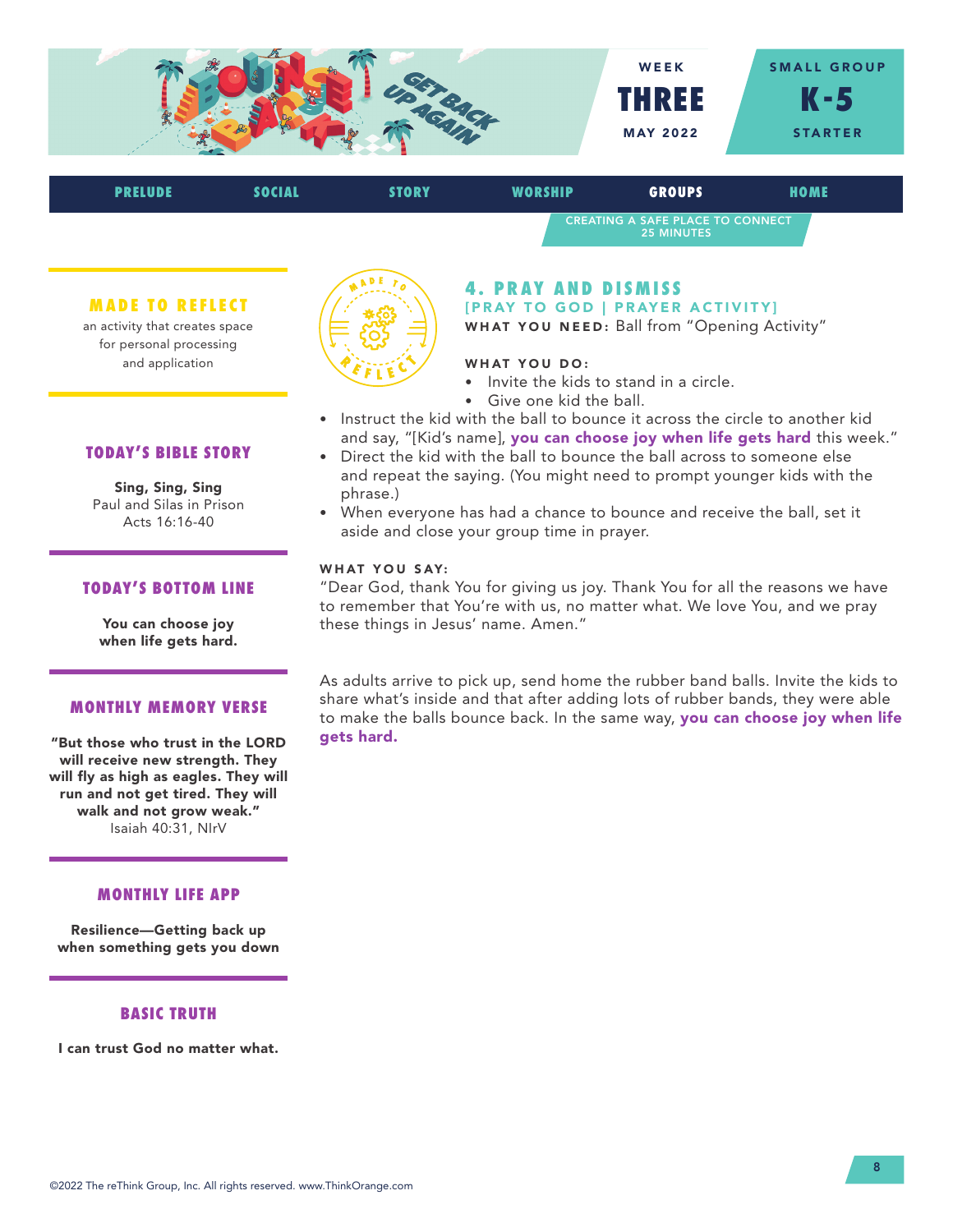WEEK
THREE
MAY 2022

SMALL GROUP
K-5
STARTER

PRELUDE | SOCIAL | STORY | WORSHIP | GROUPS | HOME

CREATING A SAFE PLACE TO CONNECT
25 MINUTES

## 4. PRAY AND DISMISS

**[PRAY TO GOD | PRAYER ACTIVITY]**

**WHAT YOU NEED:** Ball from "Opening Activity"

**WHAT YOU DO:**

- Invite the kids to stand in a circle.
- Give one kid the ball.
- Instruct the kid with the ball to bounce it across the circle to another kid and say, "[Kid's name], **you can choose joy when life gets hard** this week."
- Direct the kid with the ball to bounce the ball across to someone else and repeat the saying. (You might need to prompt younger kids with the phrase.)
- When everyone has had a chance to bounce and receive the ball, set it aside and close your group time in prayer.

**WHAT YOU SAY:**

"Dear God, thank You for giving us joy. Thank You for all the reasons we have to remember that You're with us, no matter what. We love You, and we pray these things in Jesus' name. Amen."

As adults arrive to pick up, send home the rubber band balls. Invite the kids to share what's inside and that after adding lots of rubber bands, they were able to make the balls bounce back. In the same way, **you can choose joy when life gets hard.**

### MADE TO REFLECT

an activity that creates space for personal processing and application

### TODAY'S BIBLE STORY

**Sing, Sing, Sing**
Paul and Silas in Prison
Acts 16:16-40

### TODAY'S BOTTOM LINE

**You can choose joy when life gets hard.**

### MONTHLY MEMORY VERSE

**"But those who trust in the LORD will receive new strength. They will fly as high as eagles. They will run and not get tired. They will walk and not grow weak."**
Isaiah 40:31, NIrV

### MONTHLY LIFE APP

**Resilience—Getting back up when something gets you down**

### BASIC TRUTH

**I can trust God no matter what.**

©2022 The reThink Group, Inc. All rights reserved. www.ThinkOrange.com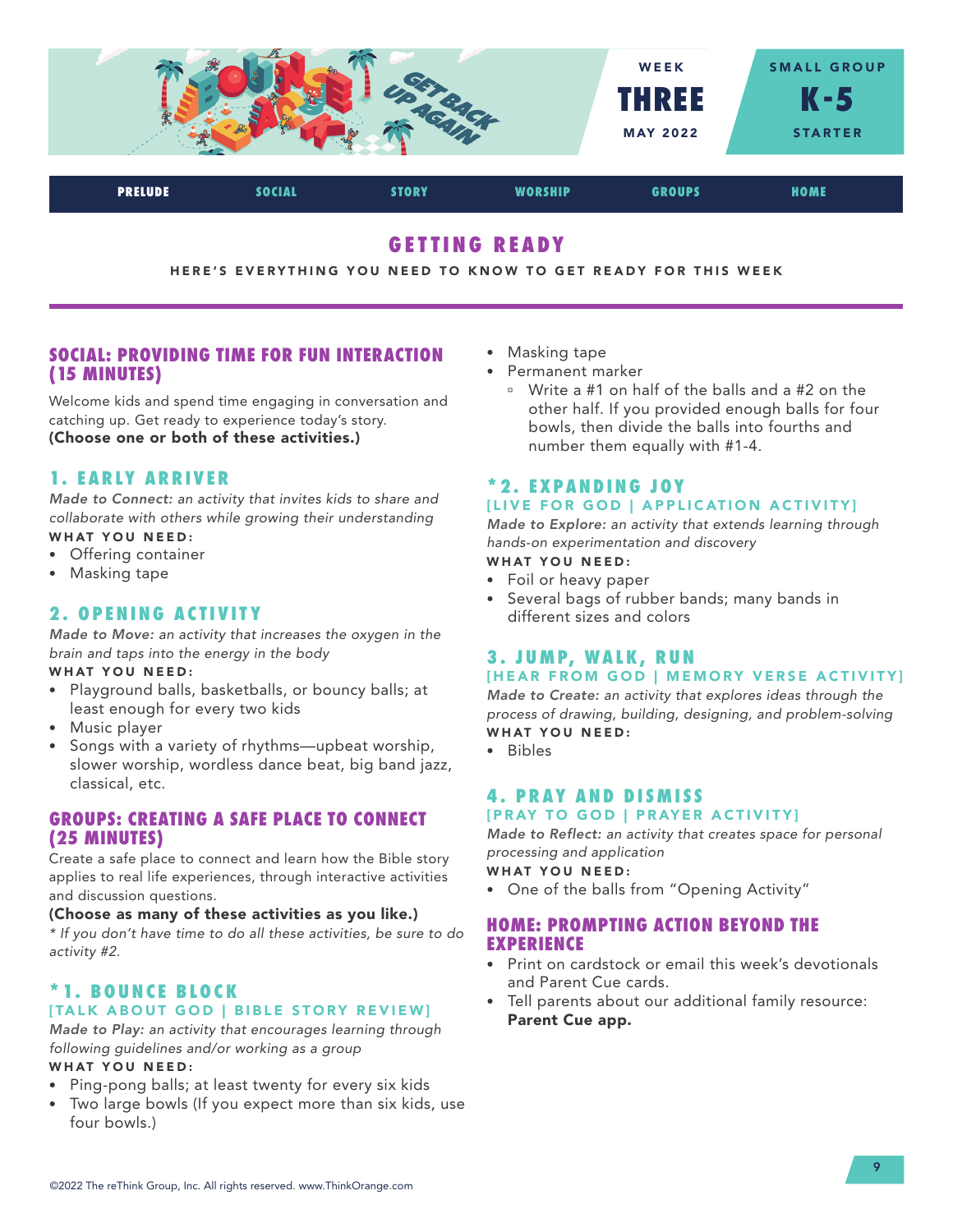WEEK
THREE
MAY 2022

SMALL GROUP
K-5
STARTER

PRELUDE | SOCIAL | STORY | WORSHIP | GROUPS | HOME

# GETTING READY

HERE'S EVERYTHING YOU NEED TO KNOW TO GET READY FOR THIS WEEK

## SOCIAL: PROVIDING TIME FOR FUN INTERACTION (15 MINUTES)

Welcome kids and spend time engaging in conversation and catching up. Get ready to experience today's story.
**(Choose one or both of these activities.)**

### 1. EARLY ARRIVER

*Made to Connect:* *an activity that invites kids to share and collaborate with others while growing their understanding*

**WHAT YOU NEED:**

- Offering container
- Masking tape

### 2. OPENING ACTIVITY

*Made to Move:* *an activity that increases the oxygen in the brain and taps into the energy in the body*

**WHAT YOU NEED:**

- Playground balls, basketballs, or bouncy balls; at least enough for every two kids
- Music player
- Songs with a variety of rhythms—upbeat worship, slower worship, wordless dance beat, big band jazz, classical, etc.

## GROUPS: CREATING A SAFE PLACE TO CONNECT (25 MINUTES)

Create a safe place to connect and learn how the Bible story applies to real life experiences, through interactive activities and discussion questions.

**(Choose as many of these activities as you like.)**

*\* If you don't have time to do all these activities, be sure to do activity #2.*

### *1. BOUNCE BLOCK

[TALK ABOUT GOD | BIBLE STORY REVIEW]

*Made to Play:* *an activity that encourages learning through following guidelines and/or working as a group*

**WHAT YOU NEED:**

- Ping-pong balls; at least twenty for every six kids
- Two large bowls (If you expect more than six kids, use four bowls.)
- Masking tape
- Permanent marker
  - Write a #1 on half of the balls and a #2 on the other half. If you provided enough balls for four bowls, then divide the balls into fourths and number them equally with #1-4.

### *2. EXPANDING JOY

[LIVE FOR GOD | APPLICATION ACTIVITY]

*Made to Explore:* *an activity that extends learning through hands-on experimentation and discovery*

**WHAT YOU NEED:**

- Foil or heavy paper
- Several bags of rubber bands; many bands in different sizes and colors

### 3. JUMP, WALK, RUN

[HEAR FROM GOD | MEMORY VERSE ACTIVITY]

*Made to Create:* *an activity that explores ideas through the process of drawing, building, designing, and problem-solving*

**WHAT YOU NEED:**

- Bibles

### 4. PRAY AND DISMISS

[PRAY TO GOD | PRAYER ACTIVITY]

*Made to Reflect:* *an activity that creates space for personal processing and application*

**WHAT YOU NEED:**

- One of the balls from "Opening Activity"

## HOME: PROMPTING ACTION BEYOND THE EXPERIENCE

- Print on cardstock or email this week's devotionals and Parent Cue cards.
- Tell parents about our additional family resource: **Parent Cue app.**

©2022 The reThink Group, Inc. All rights reserved. www.ThinkOrange.com